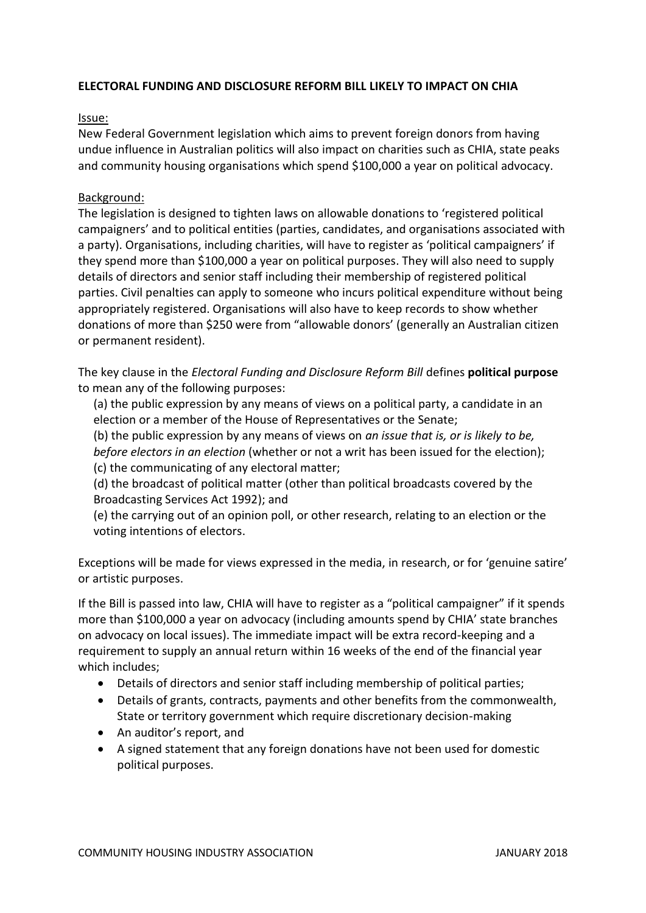**ELECTORAL FUNDING AND DISCLOSURE REFORM BILL LIKELY TO IMPACT ON CHIA**

Issue:

New Federal Government legislation which aims to prevent foreign donors from having undue influence in Australian politics will also impact on charities such as CHIA, state peaks and community housing organisations which spend $100,000 a year on political advocacy.

Background:

The legislation is designed to tighten laws on allowable donations to 'registered political campaigners' and to political entities (parties, candidates, and organisations associated with a party). Organisations, including charities, will have to register as 'political campaigners' if they spend more than $100,000 a year on political purposes. They will also need to supply details of directors and senior staff including their membership of registered political parties. Civil penalties can apply to someone who incurs political expenditure without being appropriately registered. Organisations will also have to keep records to show whether donations of more than $250 were from "allowable donors' (generally an Australian citizen or permanent resident).

The key clause in the *Electoral Funding and Disclosure Reform Bill* defines **political purpose** to mean any of the following purposes:

(a) the public expression by any means of views on a political party, a candidate in an election or a member of the House of Representatives or the Senate;

(b) the public expression by any means of views on *an issue that is, or is likely to be, before electors in an election* (whether or not a writ has been issued for the election);

(c) the communicating of any electoral matter;

(d) the broadcast of political matter (other than political broadcasts covered by the Broadcasting Services Act 1992); and

(e) the carrying out of an opinion poll, or other research, relating to an election or the voting intentions of electors.

Exceptions will be made for views expressed in the media, in research, or for 'genuine satire' or artistic purposes.

If the Bill is passed into law, CHIA will have to register as a "political campaigner" if it spends more than $100,000 a year on advocacy (including amounts spend by CHIA' state branches on advocacy on local issues). The immediate impact will be extra record-keeping and a requirement to supply an annual return within 16 weeks of the end of the financial year which includes;

- Details of directors and senior staff including membership of political parties;
- Details of grants, contracts, payments and other benefits from the commonwealth, State or territory government which require discretionary decision-making
- An auditor's report, and
- A signed statement that any foreign donations have not been used for domestic political purposes.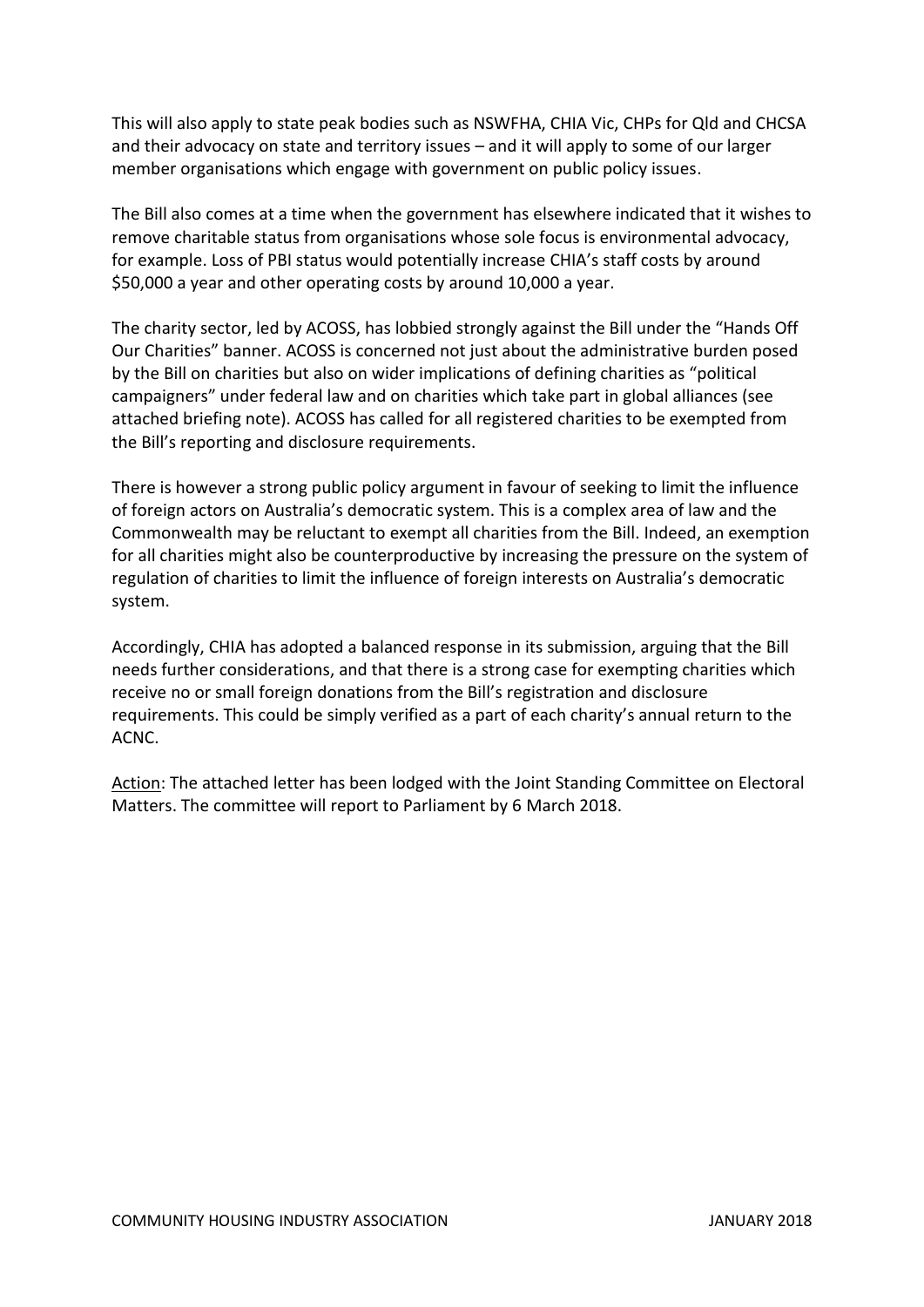This will also apply to state peak bodies such as NSWFHA, CHIA Vic, CHPs for Qld and CHCSA and their advocacy on state and territory issues – and it will apply to some of our larger member organisations which engage with government on public policy issues.

The Bill also comes at a time when the government has elsewhere indicated that it wishes to remove charitable status from organisations whose sole focus is environmental advocacy, for example. Loss of PBI status would potentially increase CHIA's staff costs by around $50,000 a year and other operating costs by around 10,000 a year.

The charity sector, led by ACOSS, has lobbied strongly against the Bill under the "Hands Off Our Charities" banner. ACOSS is concerned not just about the administrative burden posed by the Bill on charities but also on wider implications of defining charities as "political campaigners" under federal law and on charities which take part in global alliances (see attached briefing note). ACOSS has called for all registered charities to be exempted from the Bill's reporting and disclosure requirements.

There is however a strong public policy argument in favour of seeking to limit the influence of foreign actors on Australia's democratic system. This is a complex area of law and the Commonwealth may be reluctant to exempt all charities from the Bill. Indeed, an exemption for all charities might also be counterproductive by increasing the pressure on the system of regulation of charities to limit the influence of foreign interests on Australia's democratic system.

Accordingly, CHIA has adopted a balanced response in its submission, arguing that the Bill needs further considerations, and that there is a strong case for exempting charities which receive no or small foreign donations from the Bill's registration and disclosure requirements. This could be simply verified as a part of each charity's annual return to the ACNC.

<u>Action</u>: The attached letter has been lodged with the Joint Standing Committee on Electoral Matters. The committee will report to Parliament by 6 March 2018.